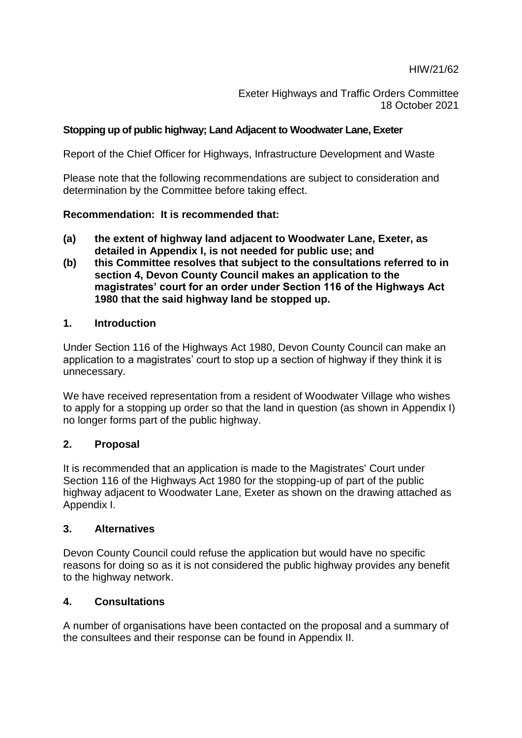HIW/21/62

Exeter Highways and Traffic Orders Committee
18 October 2021

**Stopping up of public highway; Land Adjacent to Woodwater Lane, Exeter**

Report of the Chief Officer for Highways, Infrastructure Development and Waste

Please note that the following recommendations are subject to consideration and determination by the Committee before taking effect.

**Recommendation: It is recommended that:**

**(a) the extent of highway land adjacent to Woodwater Lane, Exeter, as detailed in Appendix I, is not needed for public use; and**

**(b) this Committee resolves that subject to the consultations referred to in section 4, Devon County Council makes an application to the magistrates' court for an order under Section 116 of the Highways Act 1980 that the said highway land be stopped up.**

## 1. Introduction

Under Section 116 of the Highways Act 1980, Devon County Council can make an application to a magistrates' court to stop up a section of highway if they think it is unnecessary.

We have received representation from a resident of Woodwater Village who wishes to apply for a stopping up order so that the land in question (as shown in Appendix I) no longer forms part of the public highway.

## 2. Proposal

It is recommended that an application is made to the Magistrates' Court under Section 116 of the Highways Act 1980 for the stopping-up of part of the public highway adjacent to Woodwater Lane, Exeter as shown on the drawing attached as Appendix I.

## 3. Alternatives

Devon County Council could refuse the application but would have no specific reasons for doing so as it is not considered the public highway provides any benefit to the highway network.

## 4. Consultations

A number of organisations have been contacted on the proposal and a summary of the consultees and their response can be found in Appendix II.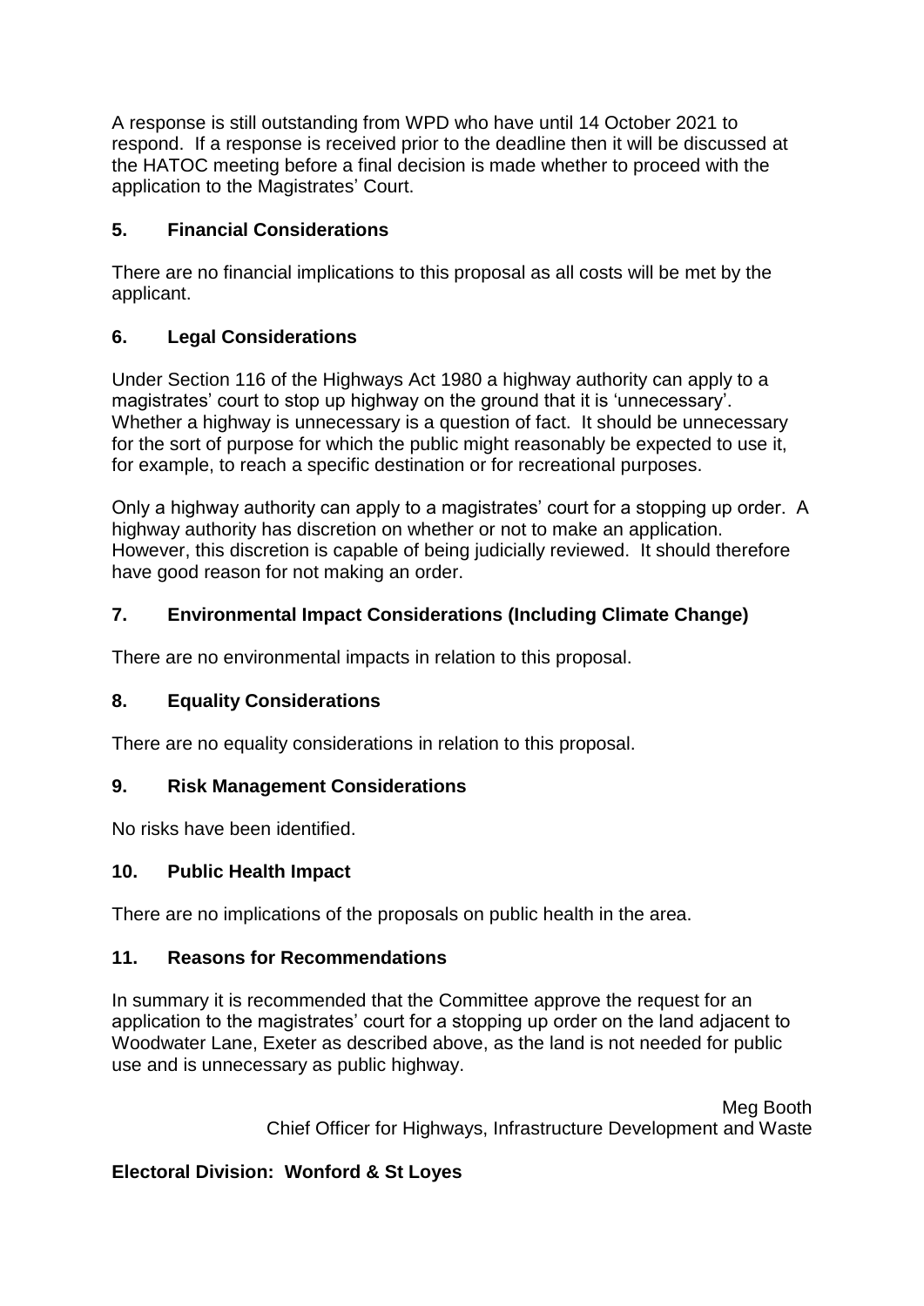A response is still outstanding from WPD who have until 14 October 2021 to respond. If a response is received prior to the deadline then it will be discussed at the HATOC meeting before a final decision is made whether to proceed with the application to the Magistrates' Court.

## 5. Financial Considerations

There are no financial implications to this proposal as all costs will be met by the applicant.

## 6. Legal Considerations

Under Section 116 of the Highways Act 1980 a highway authority can apply to a magistrates' court to stop up highway on the ground that it is 'unnecessary'. Whether a highway is unnecessary is a question of fact. It should be unnecessary for the sort of purpose for which the public might reasonably be expected to use it, for example, to reach a specific destination or for recreational purposes.

Only a highway authority can apply to a magistrates' court for a stopping up order. A highway authority has discretion on whether or not to make an application. However, this discretion is capable of being judicially reviewed. It should therefore have good reason for not making an order.

## 7. Environmental Impact Considerations (Including Climate Change)

There are no environmental impacts in relation to this proposal.

## 8. Equality Considerations

There are no equality considerations in relation to this proposal.

## 9. Risk Management Considerations

No risks have been identified.

## 10. Public Health Impact

There are no implications of the proposals on public health in the area.

## 11. Reasons for Recommendations

In summary it is recommended that the Committee approve the request for an application to the magistrates' court for a stopping up order on the land adjacent to Woodwater Lane, Exeter as described above, as the land is not needed for public use and is unnecessary as public highway.

Meg Booth
Chief Officer for Highways, Infrastructure Development and Waste

**Electoral Division: Wonford & St Loyes**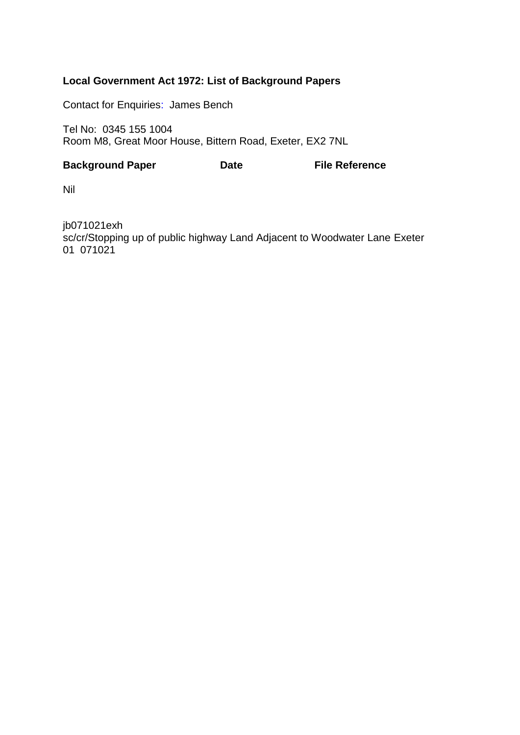**Local Government Act 1972: List of Background Papers**

Contact for Enquiries: James Bench

Tel No: 0345 155 1004
Room M8, Great Moor House, Bittern Road, Exeter, EX2 7NL

| Background Paper | Date | File Reference |
|---|---|---|
| Nil | | |

jb071021exh
sc/cr/Stopping up of public highway Land Adjacent to Woodwater Lane Exeter
01 071021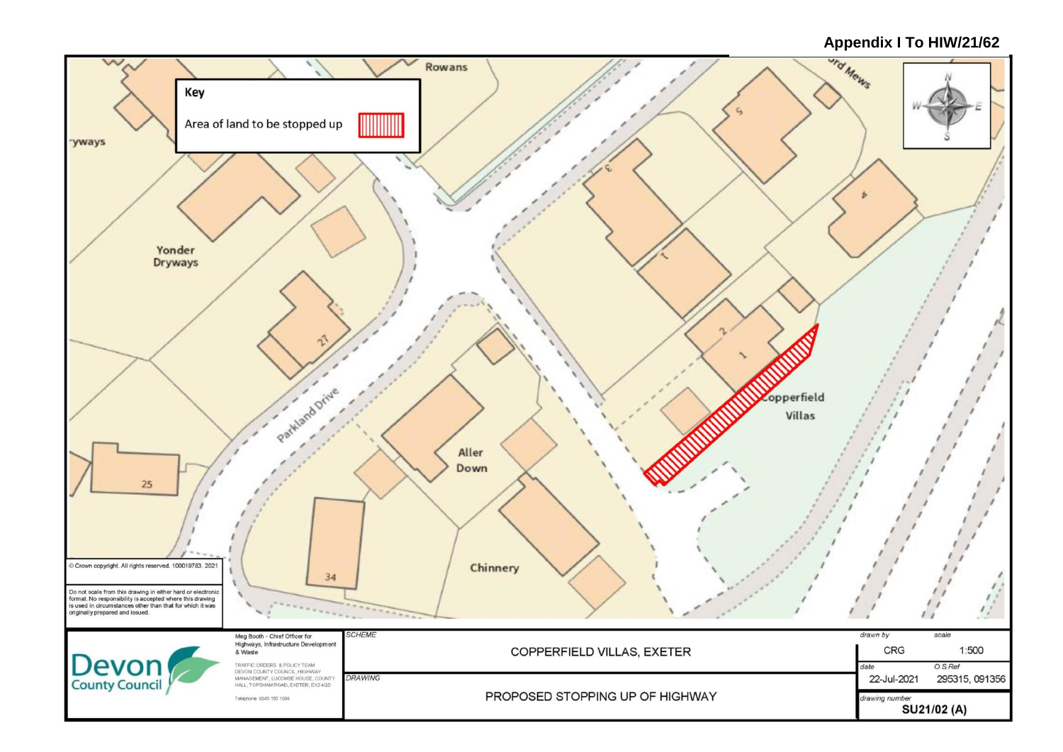**Appendix I To HIW/21/62**

Key

Area of land to be stopped up

Rowans

Yonder Dryways

Parkland Drive

Aller Down

Chinnery

Copperfield Villas

25

27

34

© Crown copyright. All rights reserved. 100019783. 2021

Do not scale from this drawing in either hard or electronic format. No responsibility is accepted where this drawing is used in circumstances other than that for which it was originally prepared and issued.

Devon County Council

Meg Booth - Chief Officer for Highways, Infrastructure Development & Waste

TRAFFIC ORDERS & POLICY TEAM DEVON COUNTY COUNCIL, HIGHWAY MANAGEMENT, LUCOMBE HOUSE, COUNTY HALL, TOPSHAM ROAD, EXETER, EX2 4QD

Telephone 0345 155 1004

| | |
|---|---|
| SCHEME | COPPERFIELD VILLAS, EXETER |
| DRAWING | PROPOSED STOPPING UP OF HIGHWAY |

| drawn by | scale |
|---|---|
| CRG | 1:500 |
| date | O.S.Ref |
| 22-Jul-2021 | 295315, 091356 |
| drawing number | |
| SU21/02 (A) | |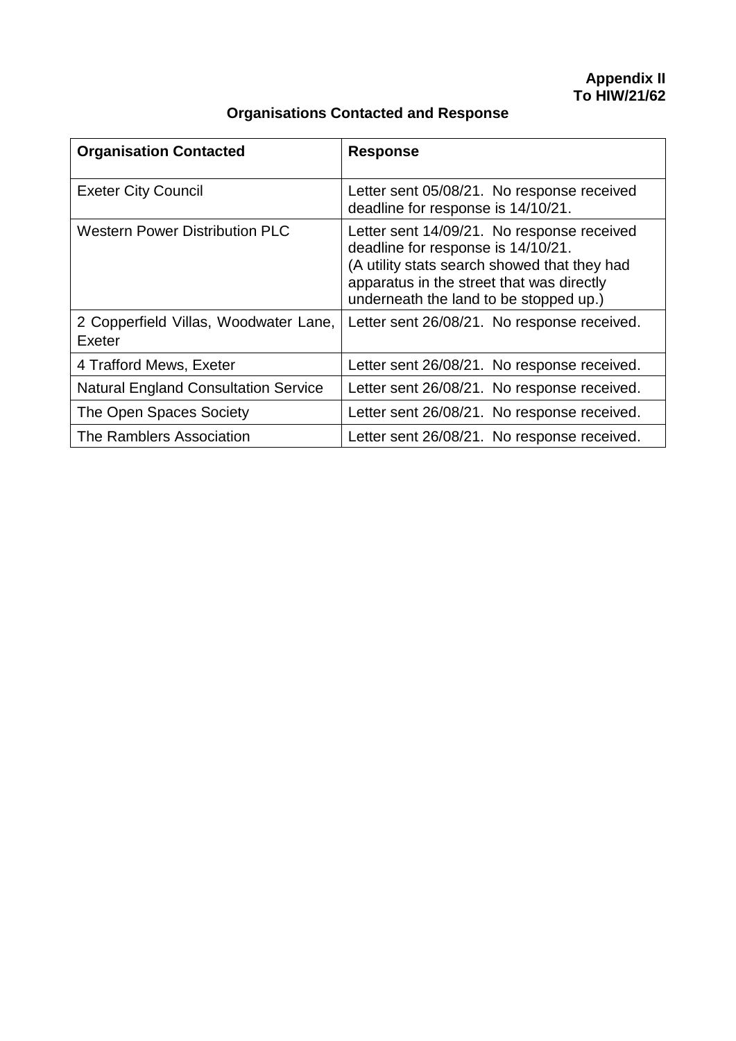**Appendix II**
**To HIW/21/62**

## Organisations Contacted and Response

| Organisation Contacted | Response |
|---|---|
| Exeter City Council | Letter sent 05/08/21. No response received deadline for response is 14/10/21. |
| Western Power Distribution PLC | Letter sent 14/09/21. No response received deadline for response is 14/10/21. (A utility stats search showed that they had apparatus in the street that was directly underneath the land to be stopped up.) |
| 2 Copperfield Villas, Woodwater Lane, Exeter | Letter sent 26/08/21. No response received. |
| 4 Trafford Mews, Exeter | Letter sent 26/08/21. No response received. |
| Natural England Consultation Service | Letter sent 26/08/21. No response received. |
| The Open Spaces Society | Letter sent 26/08/21. No response received. |
| The Ramblers Association | Letter sent 26/08/21. No response received. |